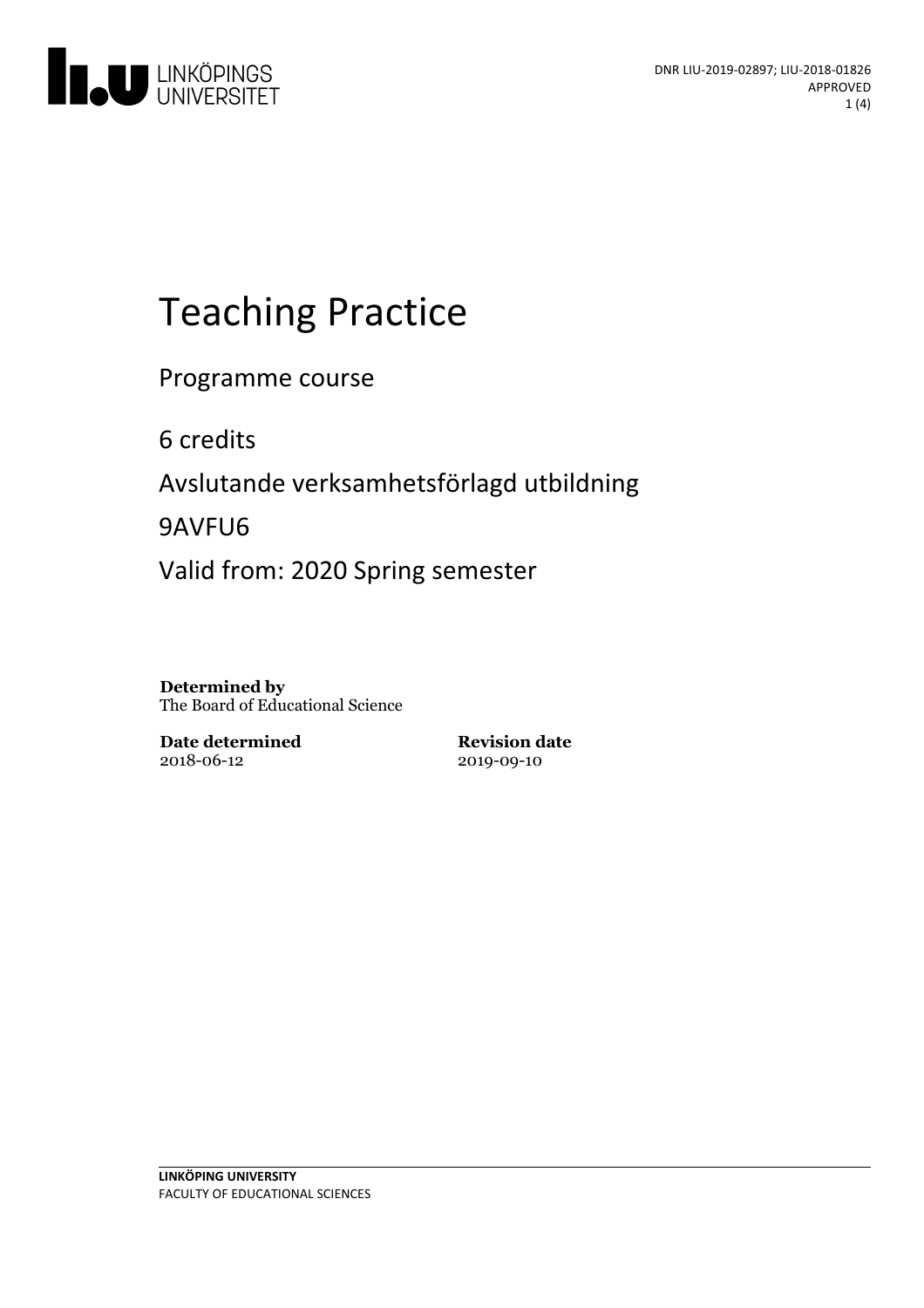# Teaching Practice

Programme course

6 credits

Avslutande verksamhetsförlagd utbildning

9AVFU6

Valid from: 2020 Spring semester

**Determined by**
The Board of Educational Science

**Date determined**
2018-06-12

**Revision date**
2019-09-10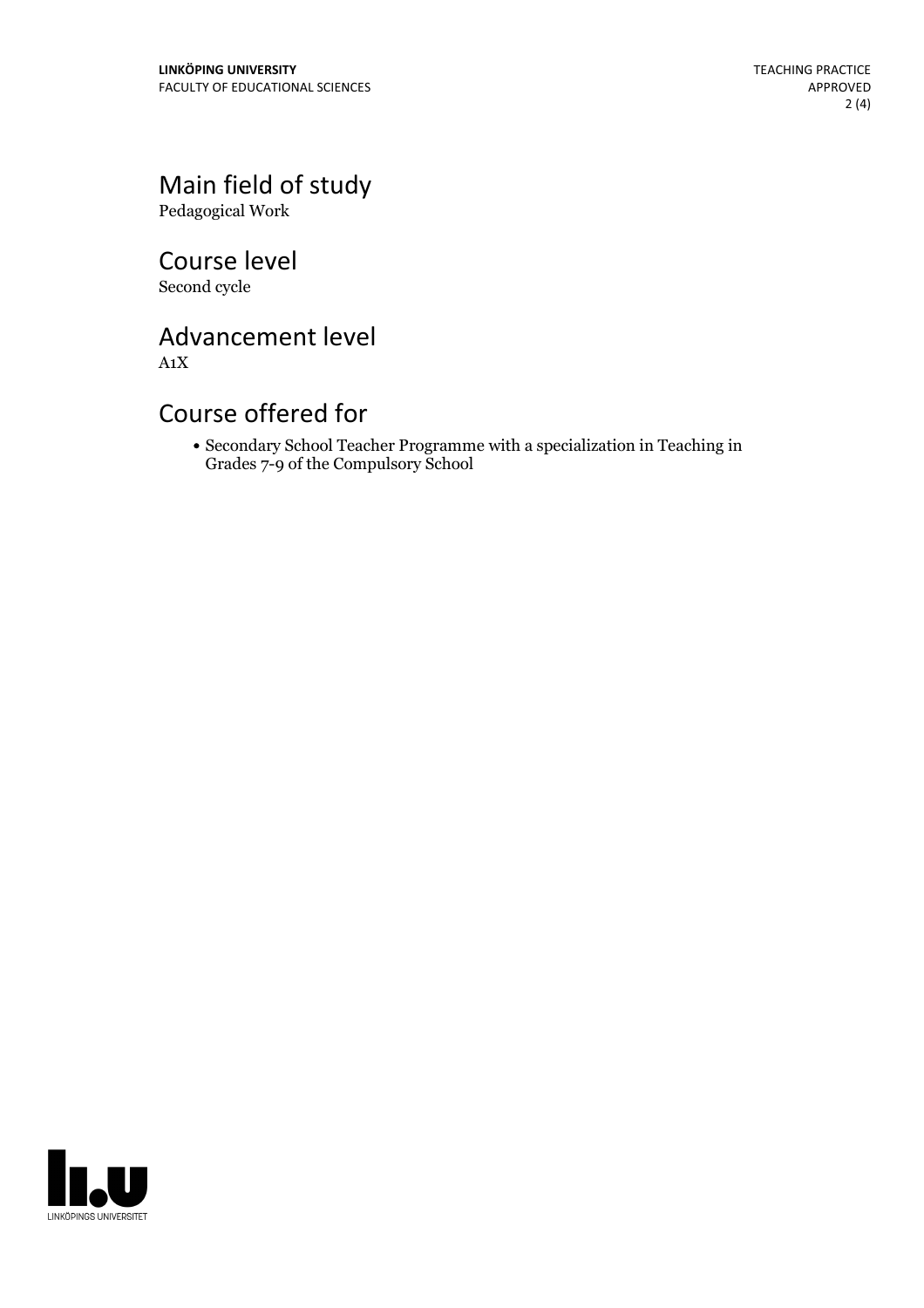## Main field of study

Pedagogical Work

## Course level

Second cycle

## Advancement level

A1X

## Course offered for

- Secondary School Teacher Programme with a specialization in Teaching in Grades 7-9 of the Compulsory School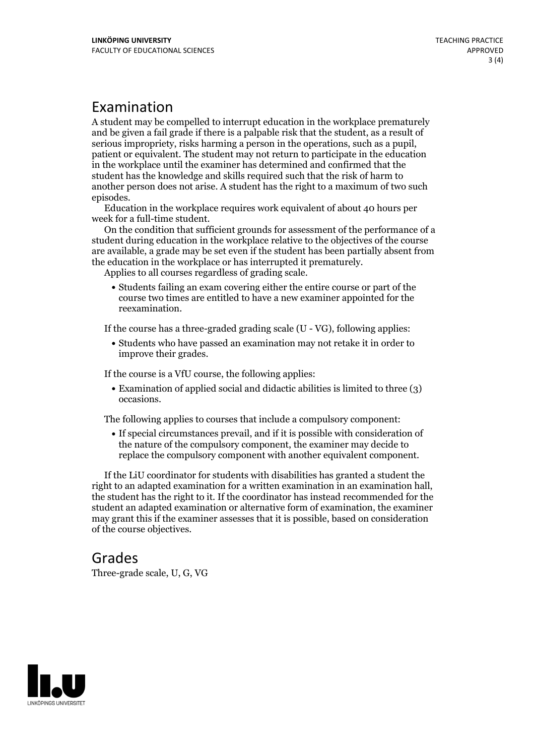## Examination

A student may be compelled to interrupt education in the workplace prematurely and be given a fail grade if there is a palpable risk that the student, as a result of serious impropriety, risks harming a person in the operations, such as a pupil, patient or equivalent. The student may not return to participate in the education in the workplace until the examiner has determined and confirmed that the student has the knowledge and skills required such that the risk of harm to another person does not arise. A student has the right to a maximum of two such episodes.

Education in the workplace requires work equivalent of about 40 hours per week for a full-time student.

On the condition that sufficient grounds for assessment of the performance of a student during education in the workplace relative to the objectives of the course are available, a grade may be set even if the student has been partially absent from the education in the workplace or has interrupted it prematurely.

Applies to all courses regardless of grading scale.

- Students failing an exam covering either the entire course or part of the course two times are entitled to have a new examiner appointed for the reexamination.

If the course has a three-graded grading scale (U - VG), following applies:

- Students who have passed an examination may not retake it in order to improve their grades.

If the course is a VfU course, the following applies:

- Examination of applied social and didactic abilities is limited to three (3) occasions.

The following applies to courses that include a compulsory component:

- If special circumstances prevail, and if it is possible with consideration of the nature of the compulsory component, the examiner may decide to replace the compulsory component with another equivalent component.

If the LiU coordinator for students with disabilities has granted a student the right to an adapted examination for a written examination in an examination hall, the student has the right to it. If the coordinator has instead recommended for the student an adapted examination or alternative form of examination, the examiner may grant this if the examiner assesses that it is possible, based on consideration of the course objectives.

## Grades

Three-grade scale, U, G, VG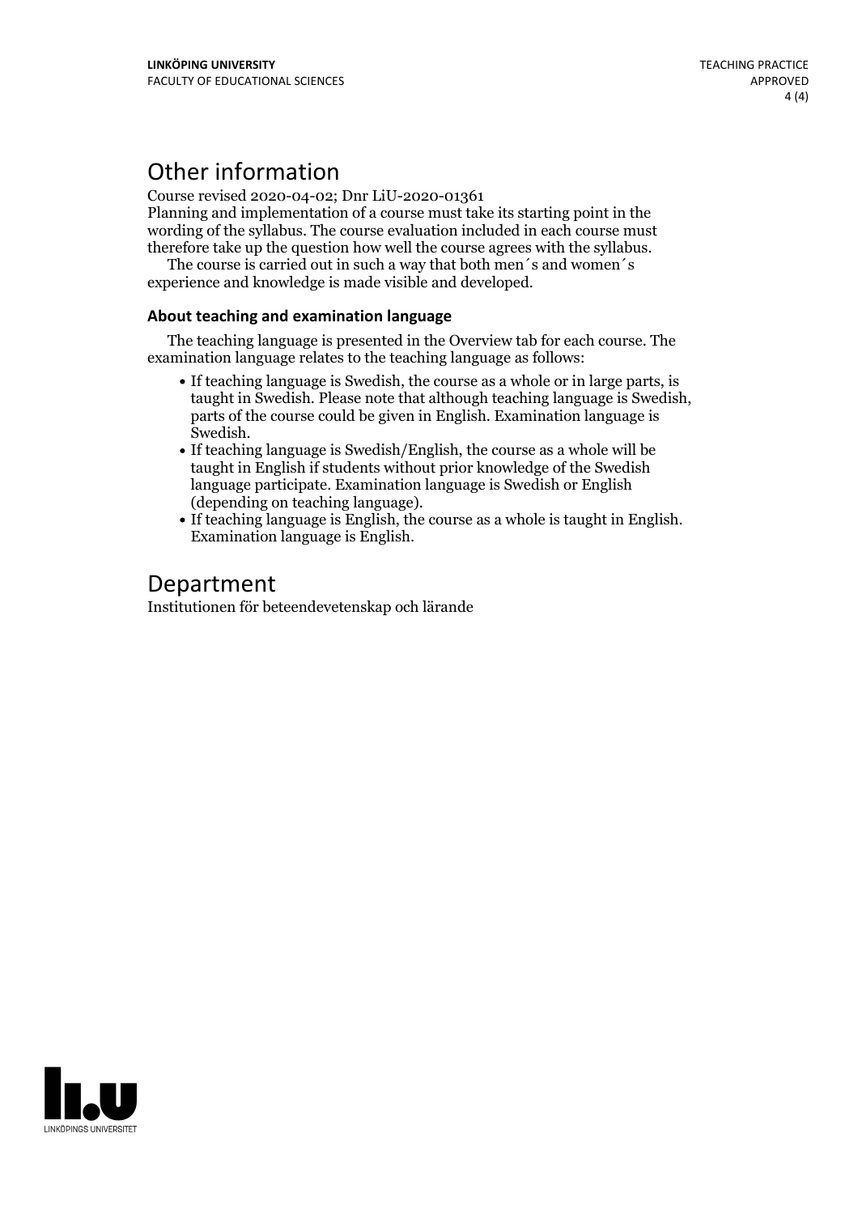## Other information

Course revised 2020-04-02; Dnr LiU-2020-01361

Planning and implementation of a course must take its starting point in the wording of the syllabus. The course evaluation included in each course must therefore take up the question how well the course agrees with the syllabus.

The course is carried out in such a way that both men´s and women´s experience and knowledge is made visible and developed.

### About teaching and examination language

The teaching language is presented in the Overview tab for each course. The examination language relates to the teaching language as follows:

- If teaching language is Swedish, the course as a whole or in large parts, is taught in Swedish. Please note that although teaching language is Swedish, parts of the course could be given in English. Examination language is Swedish.
- If teaching language is Swedish/English, the course as a whole will be taught in English if students without prior knowledge of the Swedish language participate. Examination language is Swedish or English (depending on teaching language).
- If teaching language is English, the course as a whole is taught in English. Examination language is English.

## Department

Institutionen för beteendevetenskap och lärande